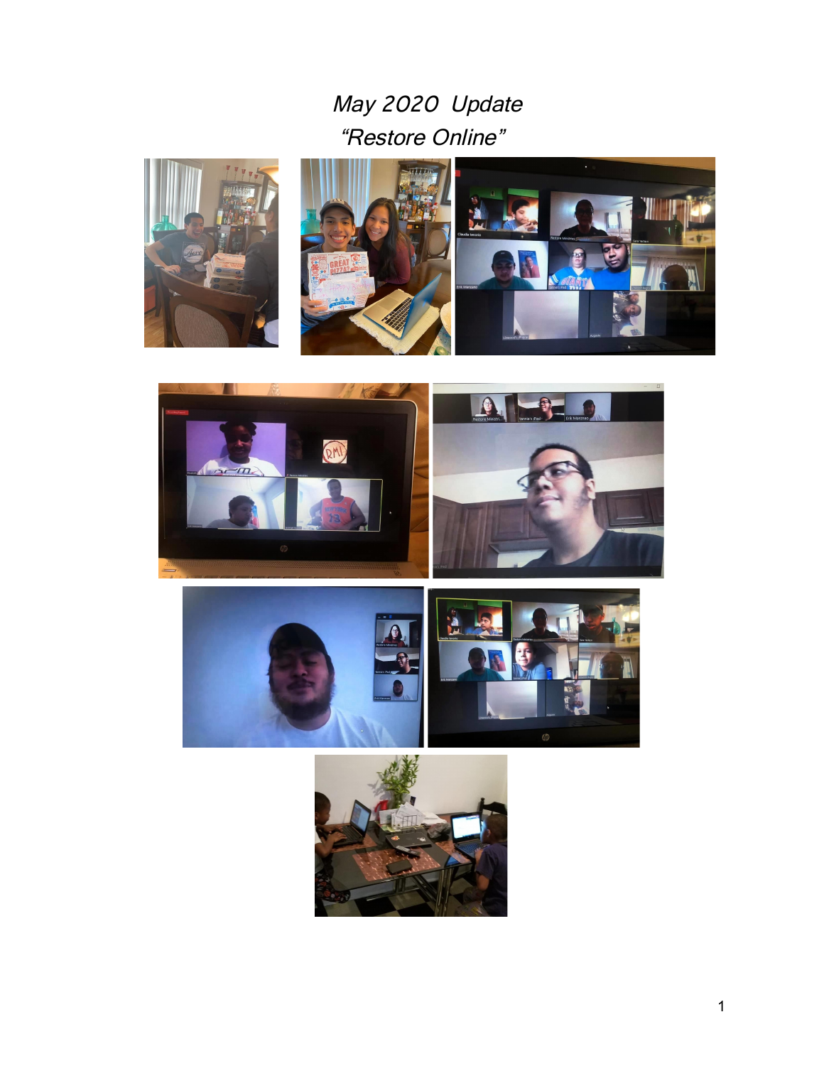# *May 2020 Update*

## *"Restore Online"*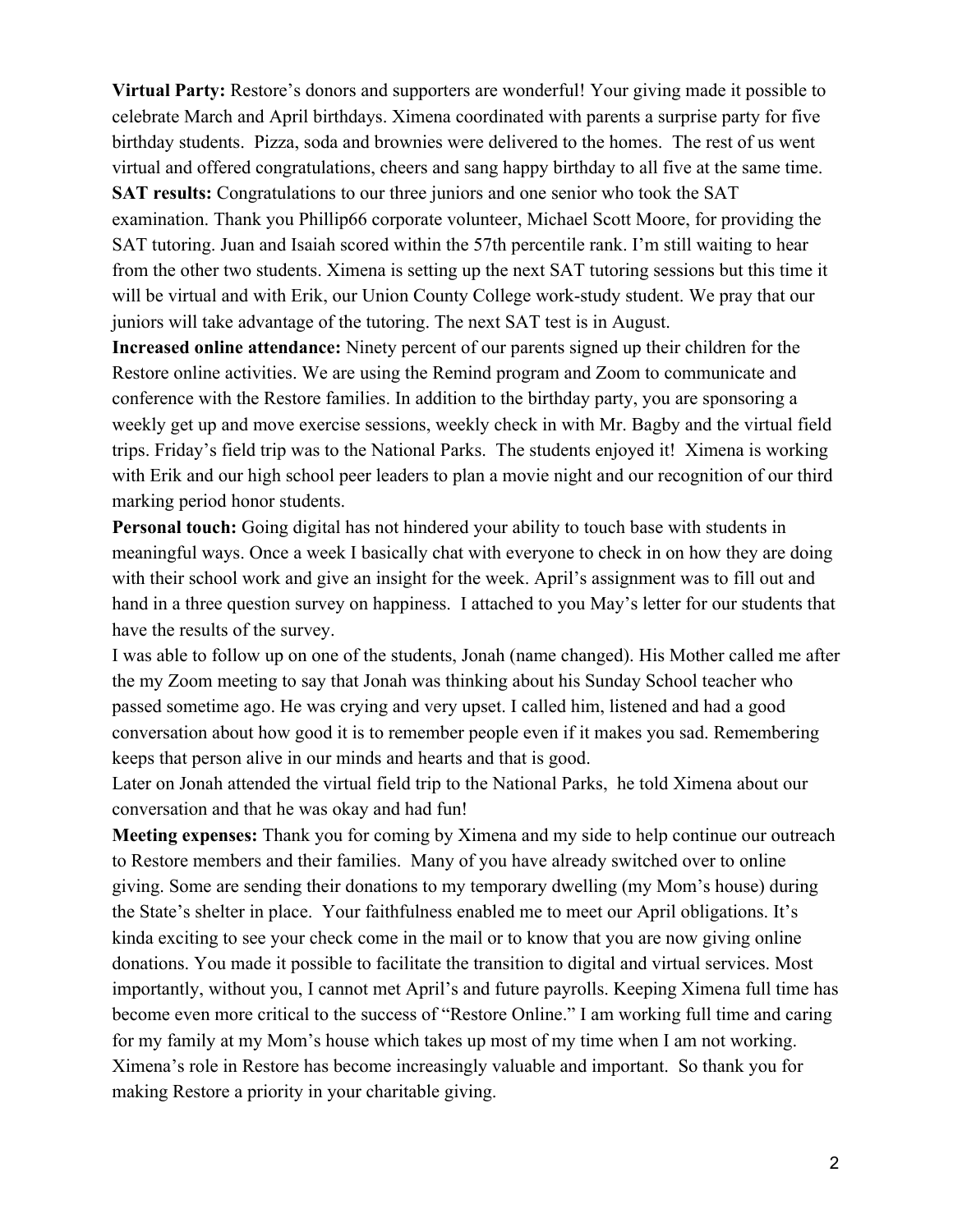**Virtual Party:** Restore's donors and supporters are wonderful! Your giving made it possible to celebrate March and April birthdays. Ximena coordinated with parents a surprise party for five birthday students. Pizza, soda and brownies were delivered to the homes. The rest of us went virtual and offered congratulations, cheers and sang happy birthday to all five at the same time.

**SAT results:** Congratulations to our three juniors and one senior who took the SAT examination. Thank you Phillip66 corporate volunteer, Michael Scott Moore, for providing the SAT tutoring. Juan and Isaiah scored within the 57th percentile rank. I'm still waiting to hear from the other two students. Ximena is setting up the next SAT tutoring sessions but this time it will be virtual and with Erik, our Union County College work-study student. We pray that our juniors will take advantage of the tutoring. The next SAT test is in August.

**Increased online attendance:** Ninety percent of our parents signed up their children for the Restore online activities. We are using the Remind program and Zoom to communicate and conference with the Restore families. In addition to the birthday party, you are sponsoring a weekly get up and move exercise sessions, weekly check in with Mr. Bagby and the virtual field trips. Friday's field trip was to the National Parks. The students enjoyed it! Ximena is working with Erik and our high school peer leaders to plan a movie night and our recognition of our third marking period honor students.

**Personal touch:** Going digital has not hindered your ability to touch base with students in meaningful ways. Once a week I basically chat with everyone to check in on how they are doing with their school work and give an insight for the week. April's assignment was to fill out and hand in a three question survey on happiness. I attached to you May's letter for our students that have the results of the survey.

I was able to follow up on one of the students, Jonah (name changed). His Mother called me after the my Zoom meeting to say that Jonah was thinking about his Sunday School teacher who passed sometime ago. He was crying and very upset. I called him, listened and had a good conversation about how good it is to remember people even if it makes you sad. Remembering keeps that person alive in our minds and hearts and that is good.

Later on Jonah attended the virtual field trip to the National Parks, he told Ximena about our conversation and that he was okay and had fun!

**Meeting expenses:** Thank you for coming by Ximena and my side to help continue our outreach to Restore members and their families. Many of you have already switched over to online giving. Some are sending their donations to my temporary dwelling (my Mom's house) during the State's shelter in place. Your faithfulness enabled me to meet our April obligations. It's kinda exciting to see your check come in the mail or to know that you are now giving online donations. You made it possible to facilitate the transition to digital and virtual services. Most importantly, without you, I cannot met April's and future payrolls. Keeping Ximena full time has become even more critical to the success of "Restore Online." I am working full time and caring for my family at my Mom's house which takes up most of my time when I am not working. Ximena's role in Restore has become increasingly valuable and important. So thank you for making Restore a priority in your charitable giving.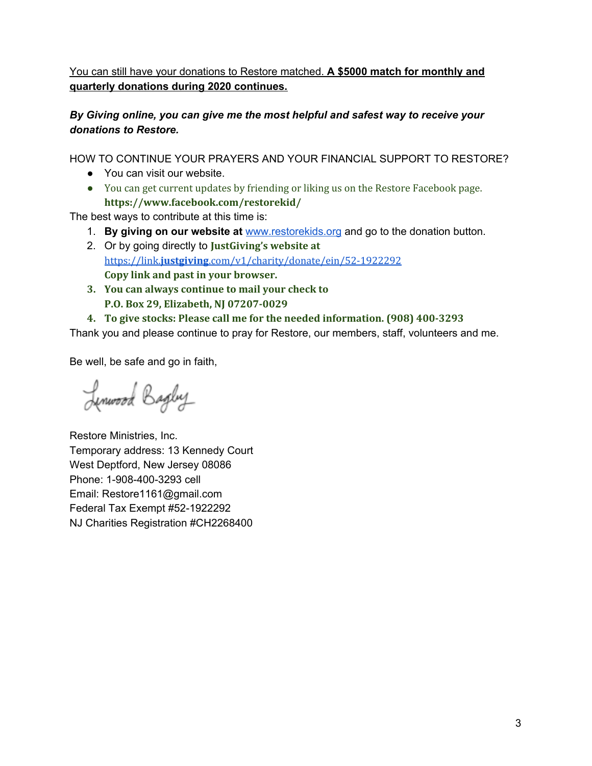You can still have your donations to Restore matched. **A $5000 match for monthly and quarterly donations during 2020 continues.**

***By Giving online, you can give me the most helpful and safest way to receive your donations to Restore.***

HOW TO CONTINUE YOUR PRAYERS AND YOUR FINANCIAL SUPPORT TO RESTORE?

- You can visit our website.
- You can get current updates by friending or liking us on the Restore Facebook page. **https://www.facebook.com/restorekid/**

The best ways to contribute at this time is:

1. **By giving on our website at** www.restorekids.org and go to the donation button.
2. Or by going directly to **JustGiving's website at** https://link.**justgiving**.com/v1/charity/donate/ein/52-1922292 **Copy link and past in your browser.**
3. **You can always continue to mail your check to P.O. Box 29, Elizabeth, NJ 07207-0029**
4. **To give stocks: Please call me for the needed information. (908) 400-3293**

Thank you and please continue to pray for Restore, our members, staff, volunteers and me.

Be well, be safe and go in faith,

Lenwood Bagley

Restore Ministries, Inc.
Temporary address: 13 Kennedy Court
West Deptford, New Jersey 08086
Phone: 1-908-400-3293 cell
Email: Restore1161@gmail.com
Federal Tax Exempt #52-1922292
NJ Charities Registration #CH2268400